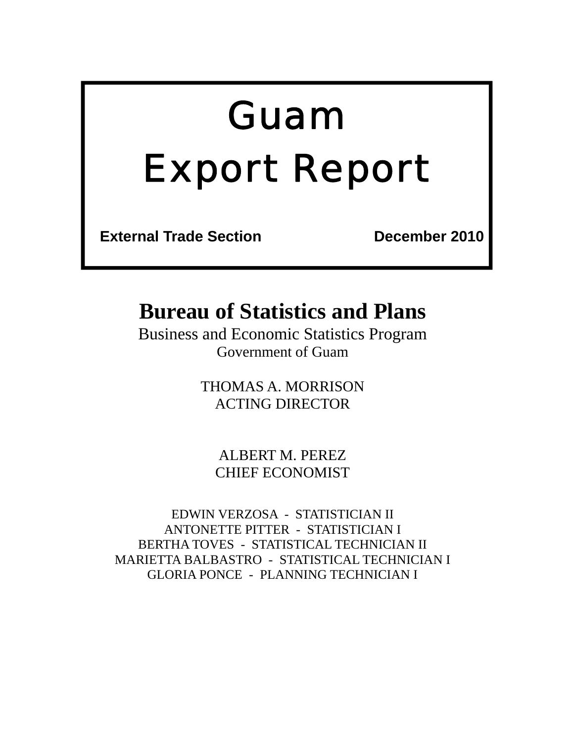# Guam Export Report

**External Trade Section** **December 2010**

## Bureau of Statistics and Plans

Business and Economic Statistics Program

Government of Guam

THOMAS A. MORRISON
ACTING DIRECTOR

ALBERT M. PEREZ
CHIEF ECONOMIST

EDWIN VERZOSA - STATISTICIAN II
ANTONETTE PITTER - STATISTICIAN I
BERTHA TOVES - STATISTICAL TECHNICIAN II
MARIETTA BALBASTRO - STATISTICAL TECHNICIAN I
GLORIA PONCE - PLANNING TECHNICIAN I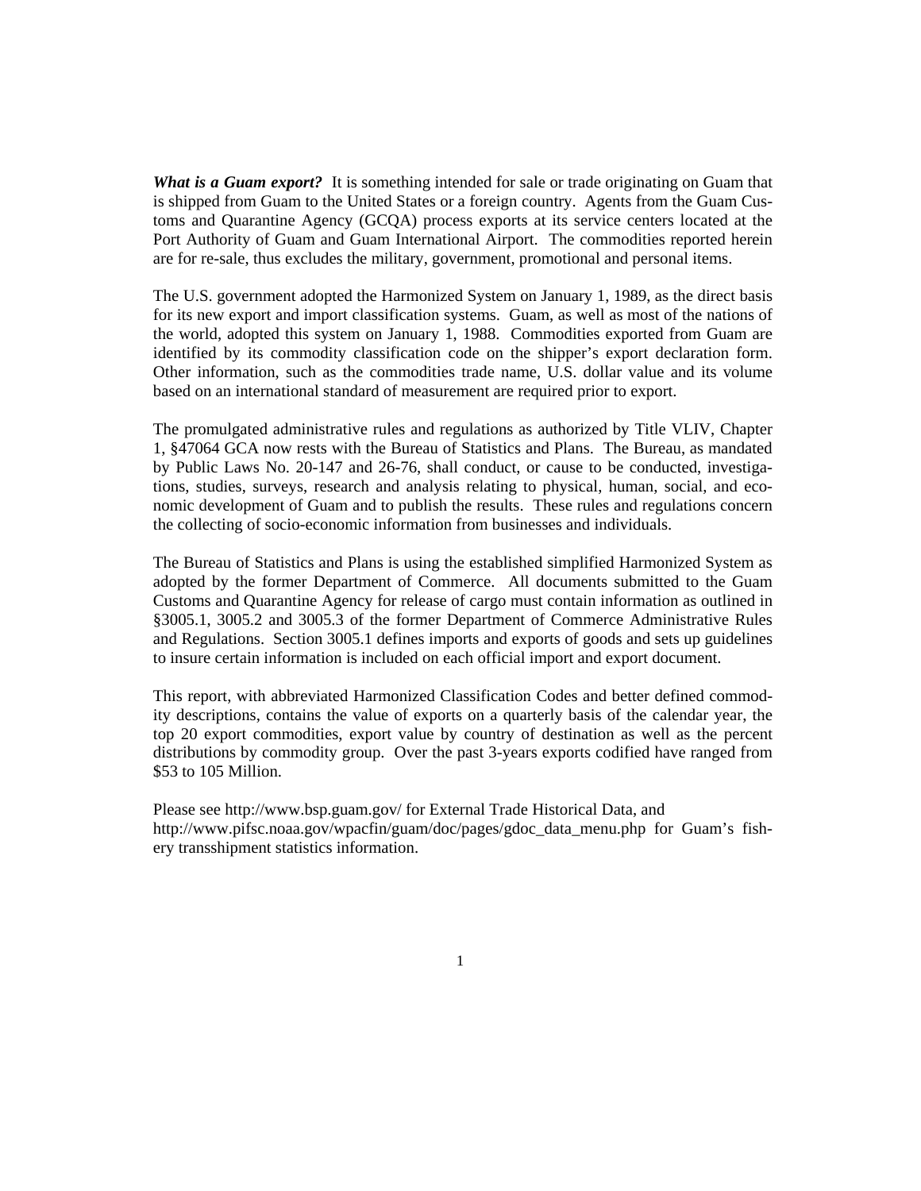***What is a Guam export?*** It is something intended for sale or trade originating on Guam that is shipped from Guam to the United States or a foreign country. Agents from the Guam Customs and Quarantine Agency (GCQA) process exports at its service centers located at the Port Authority of Guam and Guam International Airport. The commodities reported herein are for re-sale, thus excludes the military, government, promotional and personal items.

The U.S. government adopted the Harmonized System on January 1, 1989, as the direct basis for its new export and import classification systems. Guam, as well as most of the nations of the world, adopted this system on January 1, 1988. Commodities exported from Guam are identified by its commodity classification code on the shipper's export declaration form. Other information, such as the commodities trade name, U.S. dollar value and its volume based on an international standard of measurement are required prior to export.

The promulgated administrative rules and regulations as authorized by Title VLIV, Chapter 1, §47064 GCA now rests with the Bureau of Statistics and Plans. The Bureau, as mandated by Public Laws No. 20-147 and 26-76, shall conduct, or cause to be conducted, investigations, studies, surveys, research and analysis relating to physical, human, social, and economic development of Guam and to publish the results. These rules and regulations concern the collecting of socio-economic information from businesses and individuals.

The Bureau of Statistics and Plans is using the established simplified Harmonized System as adopted by the former Department of Commerce. All documents submitted to the Guam Customs and Quarantine Agency for release of cargo must contain information as outlined in §3005.1, 3005.2 and 3005.3 of the former Department of Commerce Administrative Rules and Regulations. Section 3005.1 defines imports and exports of goods and sets up guidelines to insure certain information is included on each official import and export document.

This report, with abbreviated Harmonized Classification Codes and better defined commodity descriptions, contains the value of exports on a quarterly basis of the calendar year, the top 20 export commodities, export value by country of destination as well as the percent distributions by commodity group. Over the past 3-years exports codified have ranged from $53 to 105 Million.

Please see http://www.bsp.guam.gov/ for External Trade Historical Data, and http://www.pifsc.noaa.gov/wpacfin/guam/doc/pages/gdoc_data_menu.php for Guam's fishery transshipment statistics information.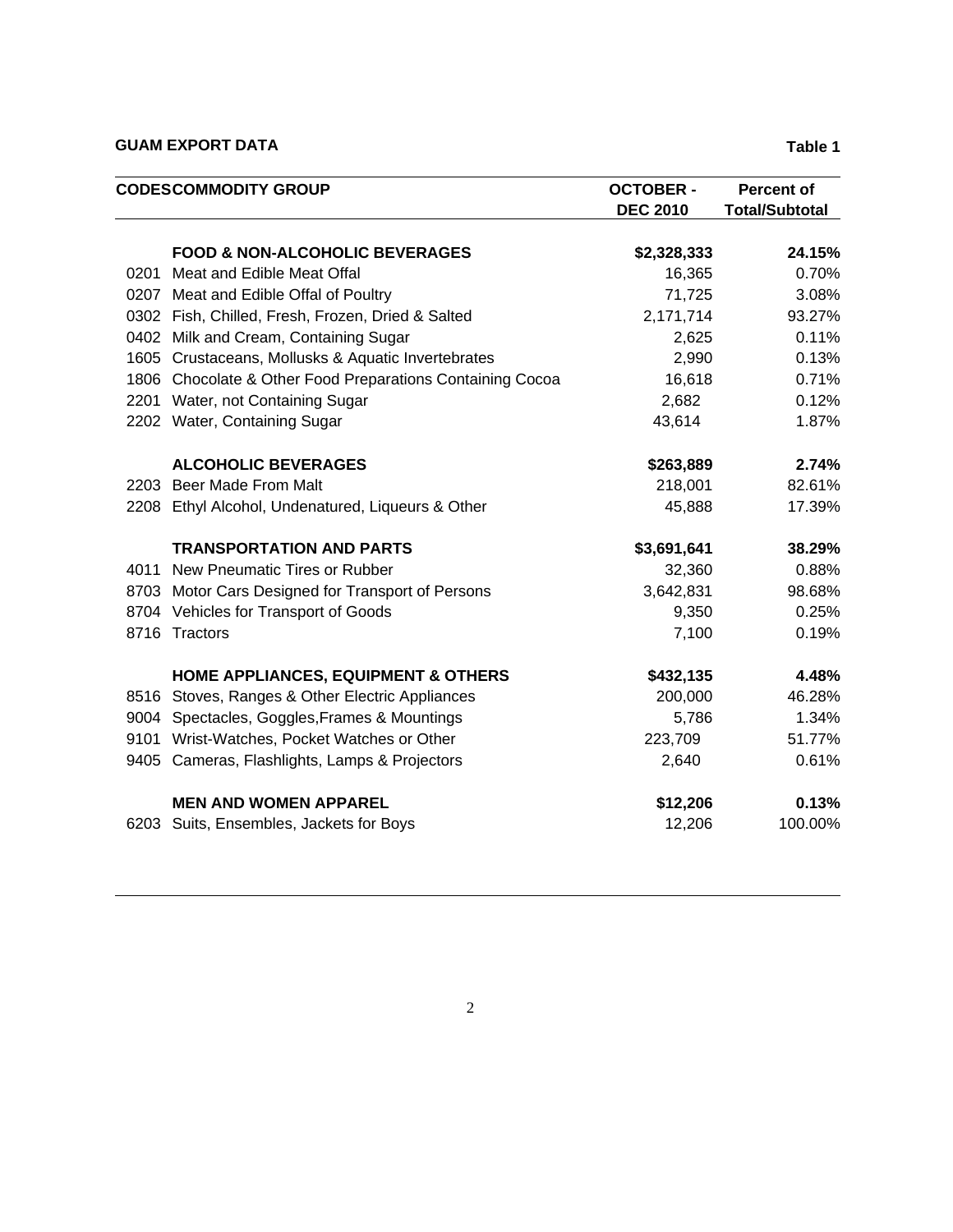**GUAM EXPORT DATA** **Table 1**

| CODES | COMMODITY GROUP | OCTOBER - DEC 2010 | Percent of Total/Subtotal |
|---|---|---|---|
| | **FOOD & NON-ALCOHOLIC BEVERAGES** | **$2,328,333** | **24.15%** |
| 0201 | Meat and Edible Meat Offal | 16,365 | 0.70% |
| 0207 | Meat and Edible Offal of Poultry | 71,725 | 3.08% |
| 0302 | Fish, Chilled, Fresh, Frozen, Dried & Salted | 2,171,714 | 93.27% |
| 0402 | Milk and Cream, Containing Sugar | 2,625 | 0.11% |
| 1605 | Crustaceans, Mollusks & Aquatic Invertebrates | 2,990 | 0.13% |
| 1806 | Chocolate & Other Food Preparations Containing Cocoa | 16,618 | 0.71% |
| 2201 | Water, not Containing Sugar | 2,682 | 0.12% |
| 2202 | Water, Containing Sugar | 43,614 | 1.87% |
| | **ALCOHOLIC BEVERAGES** | **$263,889** | **2.74%** |
| 2203 | Beer Made From Malt | 218,001 | 82.61% |
| 2208 | Ethyl Alcohol, Undenatured, Liqueurs & Other | 45,888 | 17.39% |
| | **TRANSPORTATION AND PARTS** | **$3,691,641** | **38.29%** |
| 4011 | New Pneumatic Tires or Rubber | 32,360 | 0.88% |
| 8703 | Motor Cars Designed for Transport of Persons | 3,642,831 | 98.68% |
| 8704 | Vehicles for Transport of Goods | 9,350 | 0.25% |
| 8716 | Tractors | 7,100 | 0.19% |
| | **HOME APPLIANCES, EQUIPMENT & OTHERS** | **$432,135** | **4.48%** |
| 8516 | Stoves, Ranges & Other Electric Appliances | 200,000 | 46.28% |
| 9004 | Spectacles, Goggles,Frames & Mountings | 5,786 | 1.34% |
| 9101 | Wrist-Watches, Pocket Watches or Other | 223,709 | 51.77% |
| 9405 | Cameras, Flashlights, Lamps & Projectors | 2,640 | 0.61% |
| | **MEN AND WOMEN APPAREL** | **$12,206** | **0.13%** |
| 6203 | Suits, Ensembles, Jackets for Boys | 12,206 | 100.00% |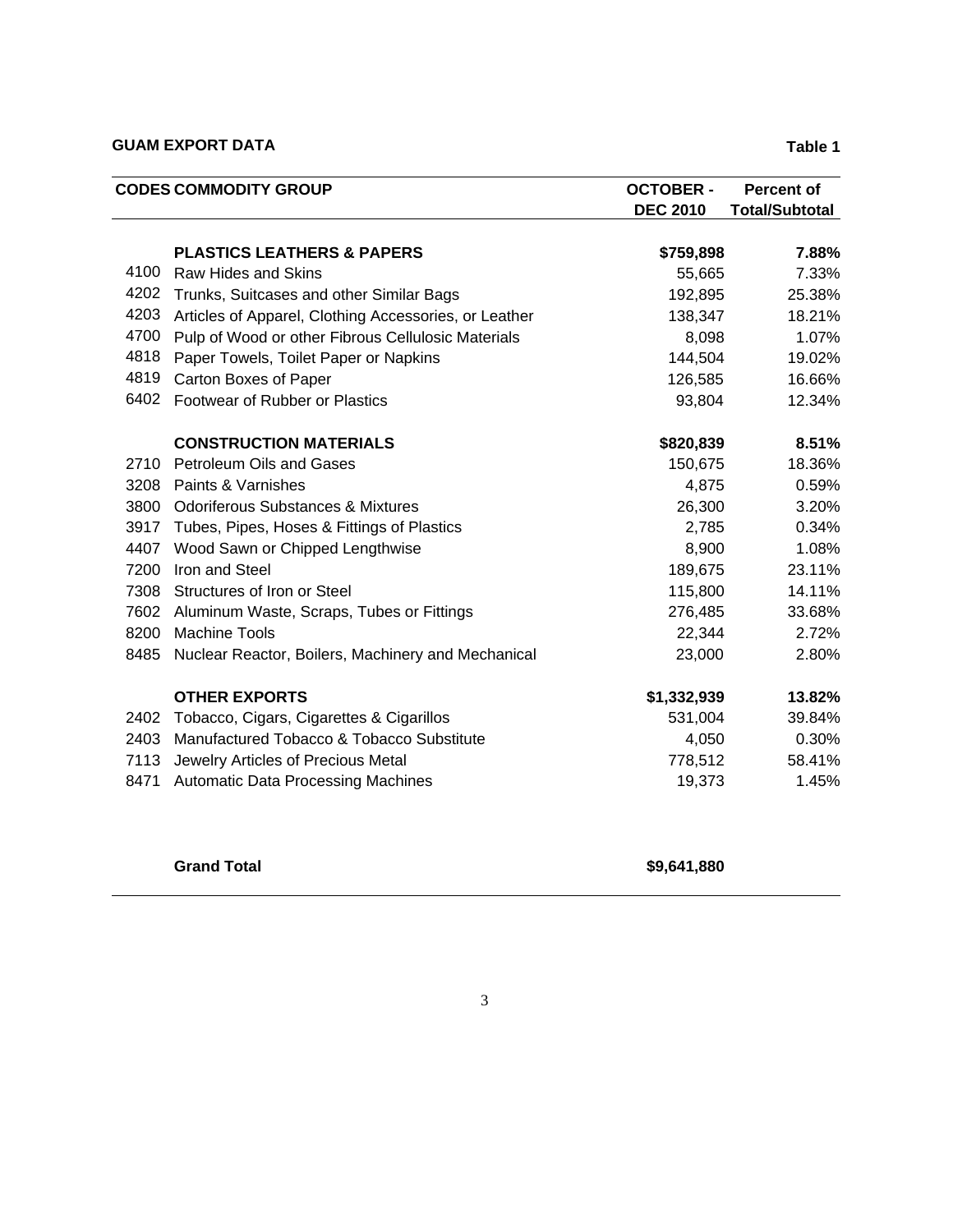**GUAM EXPORT DATA**

**Table 1**

| CODES | COMMODITY GROUP | OCTOBER - DEC 2010 | Percent of Total/Subtotal |
|---|---|---|---|
| | **PLASTICS LEATHERS & PAPERS** | **$759,898** | **7.88%** |
| 4100 | Raw Hides and Skins | 55,665 | 7.33% |
| 4202 | Trunks, Suitcases and other Similar Bags | 192,895 | 25.38% |
| 4203 | Articles of Apparel, Clothing Accessories, or Leather | 138,347 | 18.21% |
| 4700 | Pulp of Wood or other Fibrous Cellulosic Materials | 8,098 | 1.07% |
| 4818 | Paper Towels, Toilet Paper or Napkins | 144,504 | 19.02% |
| 4819 | Carton Boxes of Paper | 126,585 | 16.66% |
| 6402 | Footwear of Rubber or Plastics | 93,804 | 12.34% |
| | **CONSTRUCTION MATERIALS** | **$820,839** | **8.51%** |
| 2710 | Petroleum Oils and Gases | 150,675 | 18.36% |
| 3208 | Paints & Varnishes | 4,875 | 0.59% |
| 3800 | Odoriferous Substances & Mixtures | 26,300 | 3.20% |
| 3917 | Tubes, Pipes, Hoses & Fittings of Plastics | 2,785 | 0.34% |
| 4407 | Wood Sawn or Chipped Lengthwise | 8,900 | 1.08% |
| 7200 | Iron and Steel | 189,675 | 23.11% |
| 7308 | Structures of Iron or Steel | 115,800 | 14.11% |
| 7602 | Aluminum Waste, Scraps, Tubes or Fittings | 276,485 | 33.68% |
| 8200 | Machine Tools | 22,344 | 2.72% |
| 8485 | Nuclear Reactor, Boilers, Machinery and Mechanical | 23,000 | 2.80% |
| | **OTHER EXPORTS** | **$1,332,939** | **13.82%** |
| 2402 | Tobacco, Cigars, Cigarettes & Cigarillos | 531,004 | 39.84% |
| 2403 | Manufactured Tobacco & Tobacco Substitute | 4,050 | 0.30% |
| 7113 | Jewelry Articles of Precious Metal | 778,512 | 58.41% |
| 8471 | Automatic Data Processing Machines | 19,373 | 1.45% |
| | **Grand Total** | **$9,641,880** | |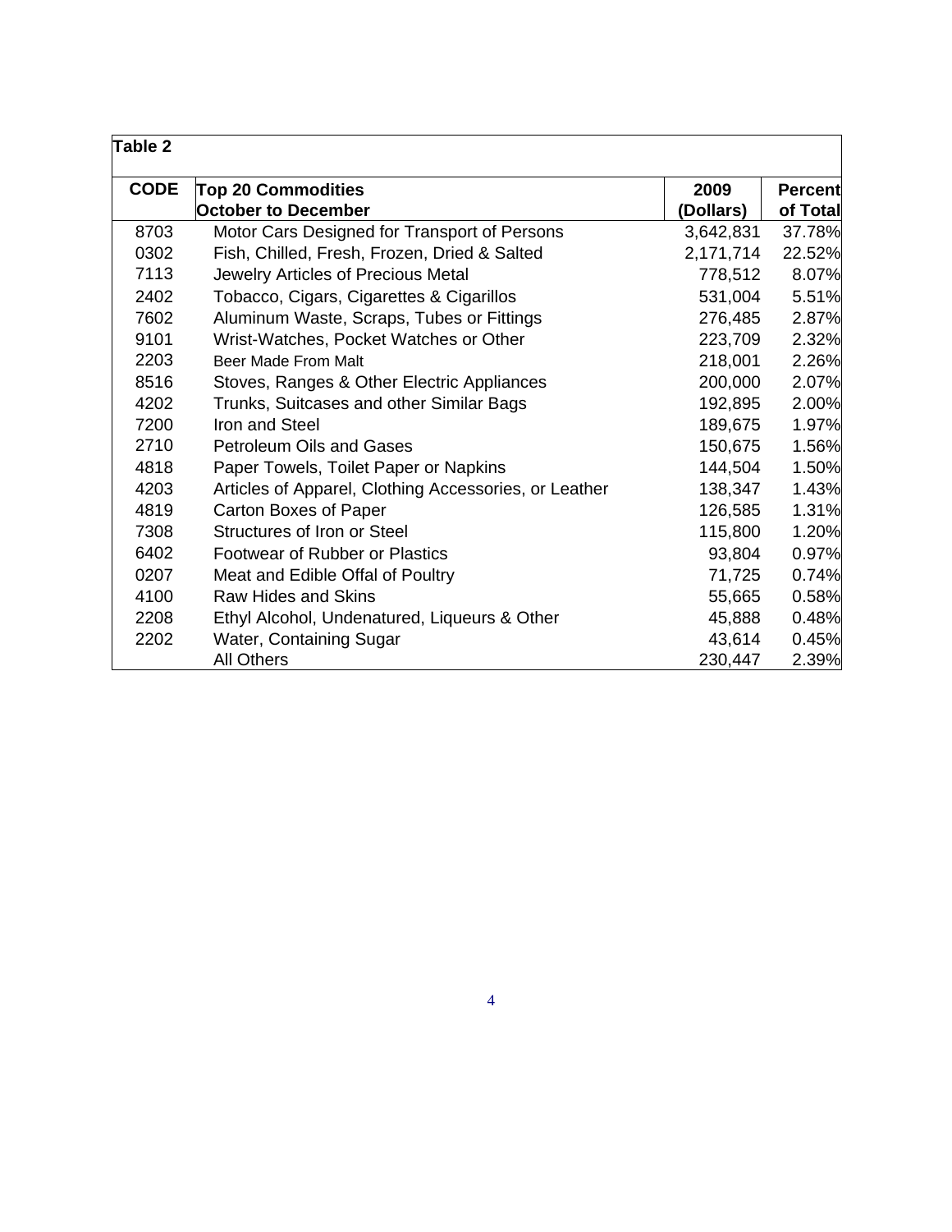**Table 2**

| CODE | Top 20 Commodities<br>October to December | 2009<br>(Dollars) | Percent<br>of Total |
|---|---|---|---|
| 8703 | Motor Cars Designed for Transport of Persons | 3,642,831 | 37.78% |
| 0302 | Fish, Chilled, Fresh, Frozen, Dried & Salted | 2,171,714 | 22.52% |
| 7113 | Jewelry Articles of Precious Metal | 778,512 | 8.07% |
| 2402 | Tobacco, Cigars, Cigarettes & Cigarillos | 531,004 | 5.51% |
| 7602 | Aluminum Waste, Scraps, Tubes or Fittings | 276,485 | 2.87% |
| 9101 | Wrist-Watches, Pocket Watches or Other | 223,709 | 2.32% |
| 2203 | Beer Made From Malt | 218,001 | 2.26% |
| 8516 | Stoves, Ranges & Other Electric Appliances | 200,000 | 2.07% |
| 4202 | Trunks, Suitcases and other Similar Bags | 192,895 | 2.00% |
| 7200 | Iron and Steel | 189,675 | 1.97% |
| 2710 | Petroleum Oils and Gases | 150,675 | 1.56% |
| 4818 | Paper Towels, Toilet Paper or Napkins | 144,504 | 1.50% |
| 4203 | Articles of Apparel, Clothing Accessories, or Leather | 138,347 | 1.43% |
| 4819 | Carton Boxes of Paper | 126,585 | 1.31% |
| 7308 | Structures of Iron or Steel | 115,800 | 1.20% |
| 6402 | Footwear of Rubber or Plastics | 93,804 | 0.97% |
| 0207 | Meat and Edible Offal of Poultry | 71,725 | 0.74% |
| 4100 | Raw Hides and Skins | 55,665 | 0.58% |
| 2208 | Ethyl Alcohol, Undenatured, Liqueurs & Other | 45,888 | 0.48% |
| 2202 | Water, Containing Sugar | 43,614 | 0.45% |
| | All Others | 230,447 | 2.39% |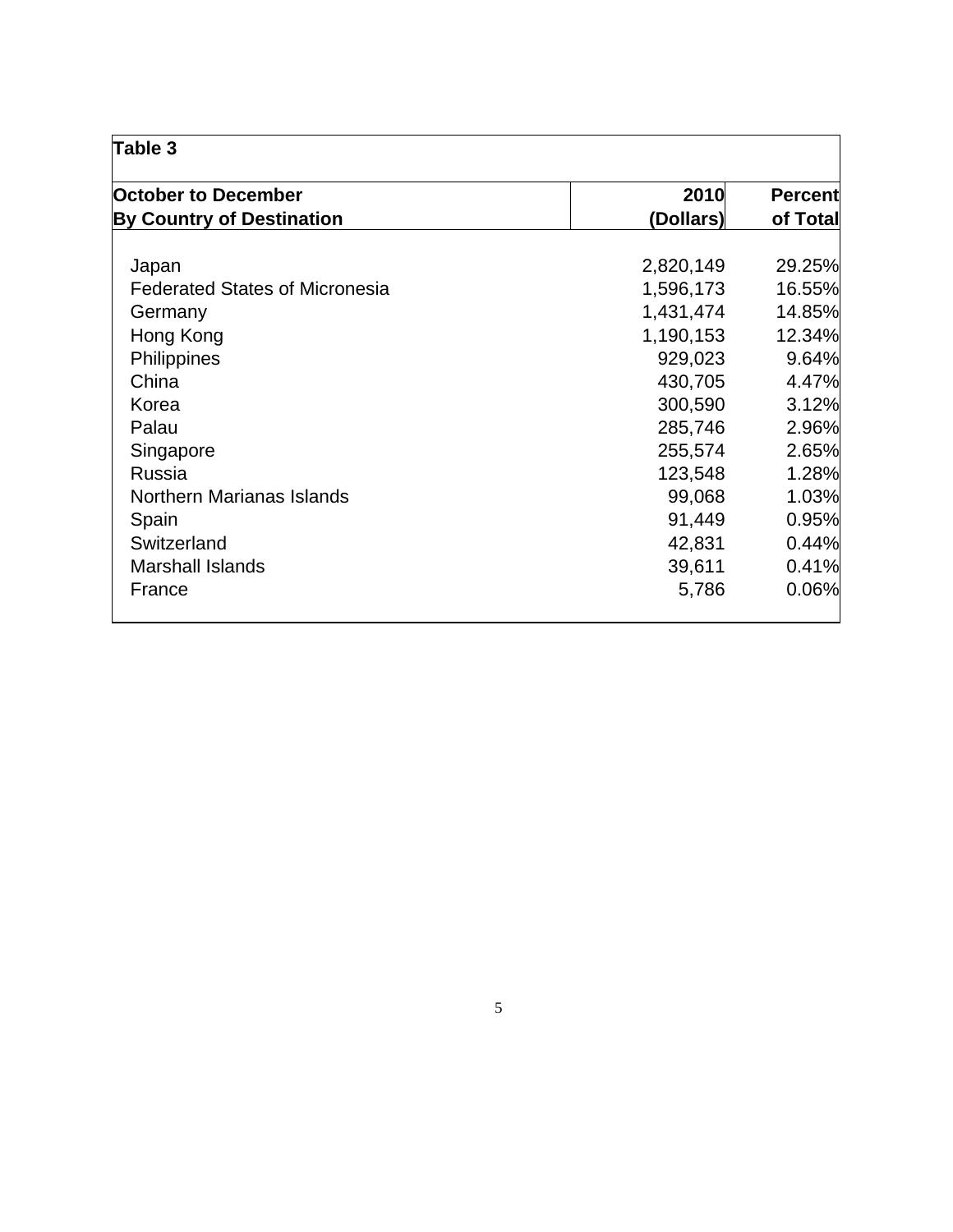**Table 3**

| October to December<br>By Country of Destination | 2010<br>(Dollars) | Percent<br>of Total |
|---|---|---|
| Japan | 2,820,149 | 29.25% |
| Federated States of Micronesia | 1,596,173 | 16.55% |
| Germany | 1,431,474 | 14.85% |
| Hong Kong | 1,190,153 | 12.34% |
| Philippines | 929,023 | 9.64% |
| China | 430,705 | 4.47% |
| Korea | 300,590 | 3.12% |
| Palau | 285,746 | 2.96% |
| Singapore | 255,574 | 2.65% |
| Russia | 123,548 | 1.28% |
| Northern Marianas Islands | 99,068 | 1.03% |
| Spain | 91,449 | 0.95% |
| Switzerland | 42,831 | 0.44% |
| Marshall Islands | 39,611 | 0.41% |
| France | 5,786 | 0.06% |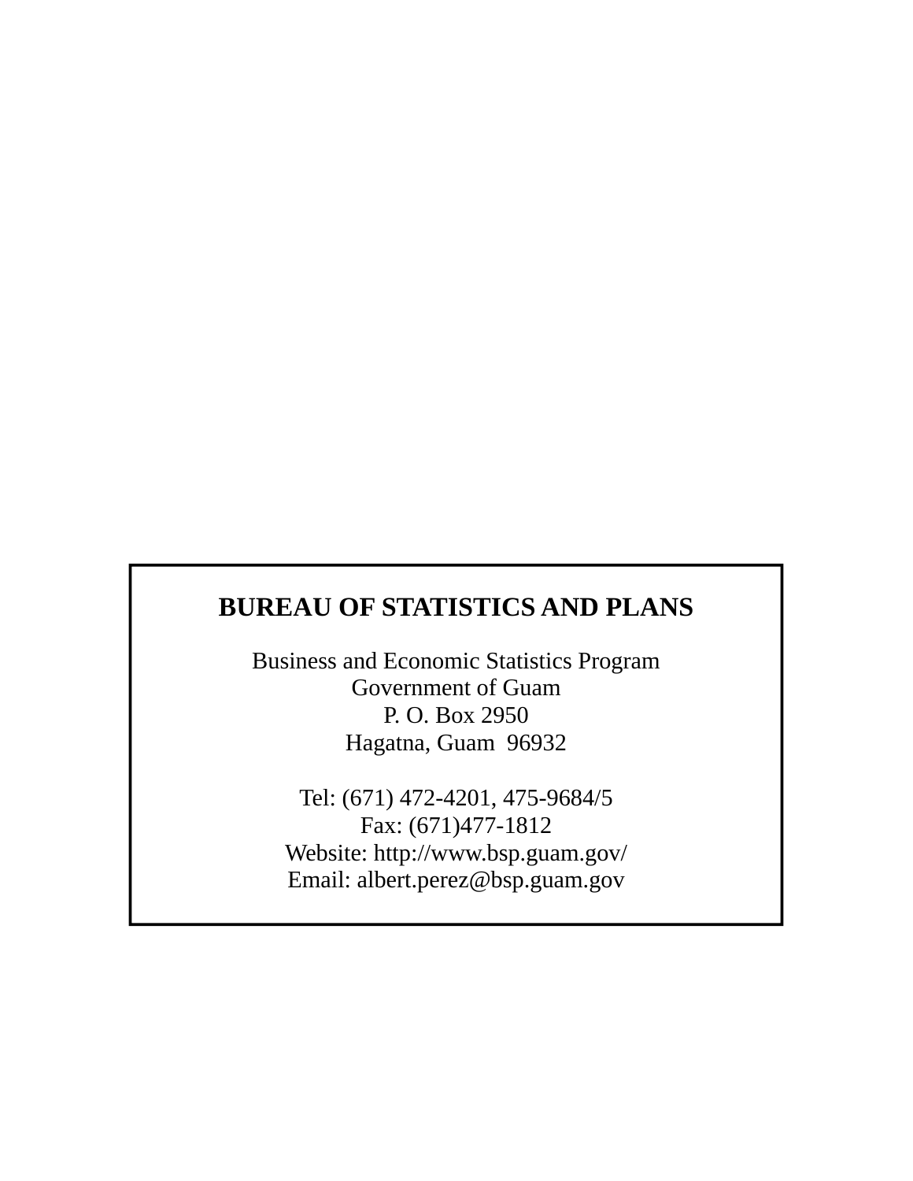**BUREAU OF STATISTICS AND PLANS**

Business and Economic Statistics Program
Government of Guam
P. O. Box 2950
Hagatna, Guam 96932

Tel: (671) 472-4201, 475-9684/5
Fax: (671)477-1812
Website: http://www.bsp.guam.gov/
Email: albert.perez@bsp.guam.gov